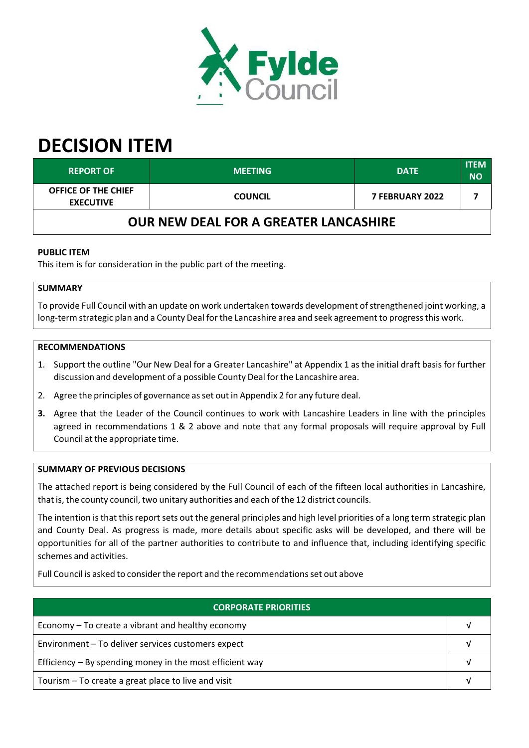# DECISION ITEM

| REPORT OF | MEETING | DATE | ITEM NO |
|---|---|---|---|
| OFFICE OF THE CHIEF EXECUTIVE | COUNCIL | 7 FEBRUARY 2022 | 7 |

## OUR NEW DEAL FOR A GREATER LANCASHIRE

**PUBLIC ITEM**

This item is for consideration in the public part of the meeting.

**SUMMARY**

To provide Full Council with an update on work undertaken towards development of strengthened joint working, a long-term strategic plan and a County Deal for the Lancashire area and seek agreement to progress this work.

**RECOMMENDATIONS**

1. Support the outline "Our New Deal for a Greater Lancashire" at Appendix 1 as the initial draft basis for further discussion and development of a possible County Deal for the Lancashire area.
2. Agree the principles of governance as set out in Appendix 2 for any future deal.
3. Agree that the Leader of the Council continues to work with Lancashire Leaders in line with the principles agreed in recommendations 1 & 2 above and note that any formal proposals will require approval by Full Council at the appropriate time.

**SUMMARY OF PREVIOUS DECISIONS**

The attached report is being considered by the Full Council of each of the fifteen local authorities in Lancashire, that is, the county council, two unitary authorities and each of the 12 district councils.

The intention is that this report sets out the general principles and high level priorities of a long term strategic plan and County Deal. As progress is made, more details about specific asks will be developed, and there will be opportunities for all of the partner authorities to contribute to and influence that, including identifying specific schemes and activities.

Full Council is asked to consider the report and the recommendations set out above

| CORPORATE PRIORITIES | |
|---|---|
| Economy – To create a vibrant and healthy economy | √ |
| Environment – To deliver services customers expect | √ |
| Efficiency – By spending money in the most efficient way | √ |
| Tourism – To create a great place to live and visit | √ |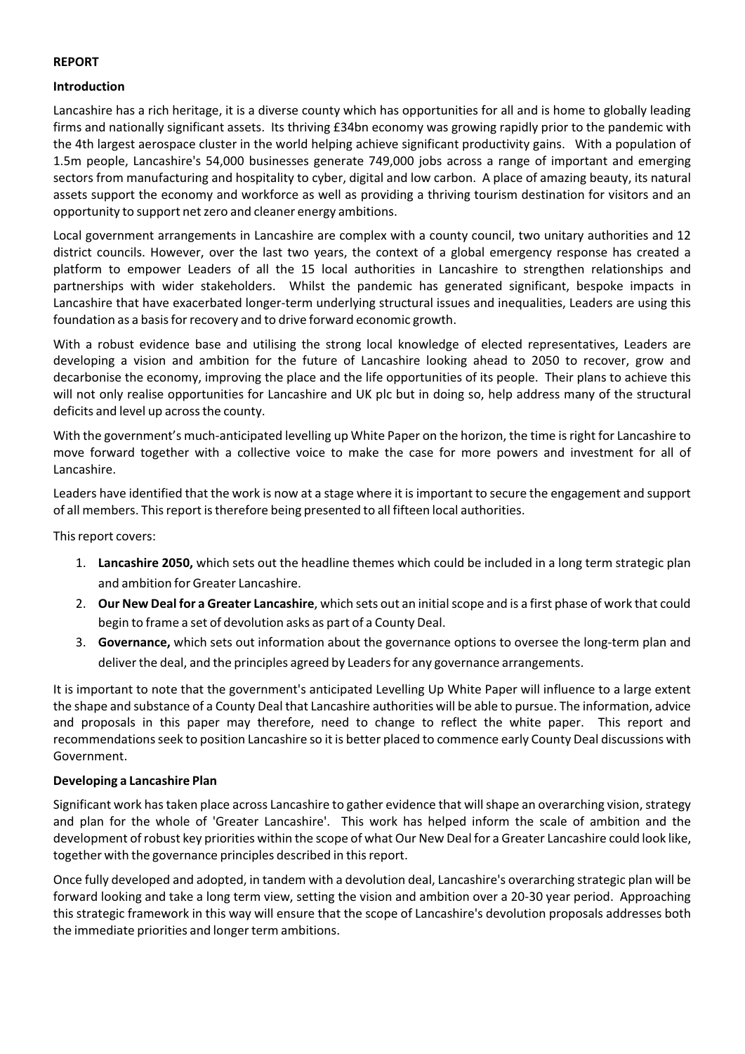**REPORT**

**Introduction**

Lancashire has a rich heritage, it is a diverse county which has opportunities for all and is home to globally leading firms and nationally significant assets. Its thriving £34bn economy was growing rapidly prior to the pandemic with the 4th largest aerospace cluster in the world helping achieve significant productivity gains. With a population of 1.5m people, Lancashire's 54,000 businesses generate 749,000 jobs across a range of important and emerging sectors from manufacturing and hospitality to cyber, digital and low carbon. A place of amazing beauty, its natural assets support the economy and workforce as well as providing a thriving tourism destination for visitors and an opportunity to support net zero and cleaner energy ambitions.

Local government arrangements in Lancashire are complex with a county council, two unitary authorities and 12 district councils. However, over the last two years, the context of a global emergency response has created a platform to empower Leaders of all the 15 local authorities in Lancashire to strengthen relationships and partnerships with wider stakeholders. Whilst the pandemic has generated significant, bespoke impacts in Lancashire that have exacerbated longer-term underlying structural issues and inequalities, Leaders are using this foundation as a basis for recovery and to drive forward economic growth.

With a robust evidence base and utilising the strong local knowledge of elected representatives, Leaders are developing a vision and ambition for the future of Lancashire looking ahead to 2050 to recover, grow and decarbonise the economy, improving the place and the life opportunities of its people. Their plans to achieve this will not only realise opportunities for Lancashire and UK plc but in doing so, help address many of the structural deficits and level up across the county.

With the government's much-anticipated levelling up White Paper on the horizon, the time is right for Lancashire to move forward together with a collective voice to make the case for more powers and investment for all of Lancashire.

Leaders have identified that the work is now at a stage where it is important to secure the engagement and support of all members. This report is therefore being presented to all fifteen local authorities.

This report covers:

1. **Lancashire 2050,** which sets out the headline themes which could be included in a long term strategic plan and ambition for Greater Lancashire.
2. **Our New Deal for a Greater Lancashire**, which sets out an initial scope and is a first phase of work that could begin to frame a set of devolution asks as part of a County Deal.
3. **Governance,** which sets out information about the governance options to oversee the long-term plan and deliver the deal, and the principles agreed by Leaders for any governance arrangements.

It is important to note that the government's anticipated Levelling Up White Paper will influence to a large extent the shape and substance of a County Deal that Lancashire authorities will be able to pursue. The information, advice and proposals in this paper may therefore, need to change to reflect the white paper. This report and recommendations seek to position Lancashire so it is better placed to commence early County Deal discussions with Government.

**Developing a Lancashire Plan**

Significant work has taken place across Lancashire to gather evidence that will shape an overarching vision, strategy and plan for the whole of 'Greater Lancashire'. This work has helped inform the scale of ambition and the development of robust key priorities within the scope of what Our New Deal for a Greater Lancashire could look like, together with the governance principles described in this report.

Once fully developed and adopted, in tandem with a devolution deal, Lancashire's overarching strategic plan will be forward looking and take a long term view, setting the vision and ambition over a 20-30 year period. Approaching this strategic framework in this way will ensure that the scope of Lancashire's devolution proposals addresses both the immediate priorities and longer term ambitions.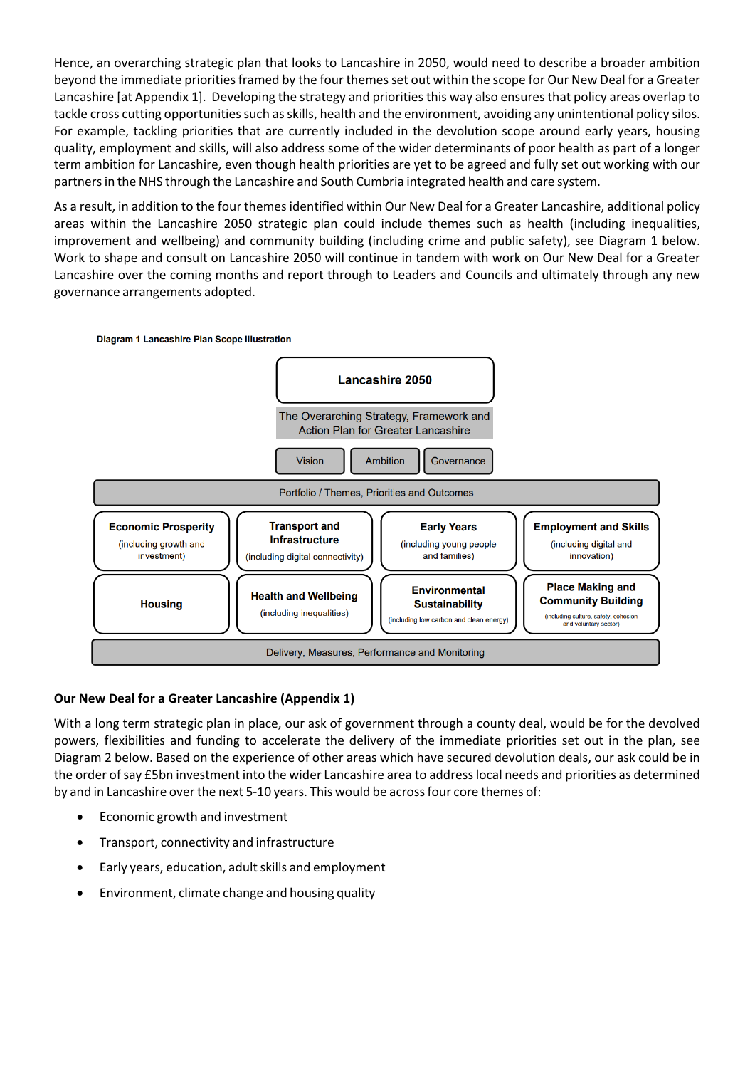Hence, an overarching strategic plan that looks to Lancashire in 2050, would need to describe a broader ambition beyond the immediate priorities framed by the four themes set out within the scope for Our New Deal for a Greater Lancashire [at Appendix 1]. Developing the strategy and priorities this way also ensures that policy areas overlap to tackle cross cutting opportunities such as skills, health and the environment, avoiding any unintentional policy silos. For example, tackling priorities that are currently included in the devolution scope around early years, housing quality, employment and skills, will also address some of the wider determinants of poor health as part of a longer term ambition for Lancashire, even though health priorities are yet to be agreed and fully set out working with our partners in the NHS through the Lancashire and South Cumbria integrated health and care system.

As a result, in addition to the four themes identified within Our New Deal for a Greater Lancashire, additional policy areas within the Lancashire 2050 strategic plan could include themes such as health (including inequalities, improvement and wellbeing) and community building (including crime and public safety), see Diagram 1 below. Work to shape and consult on Lancashire 2050 will continue in tandem with work on Our New Deal for a Greater Lancashire over the coming months and report through to Leaders and Councils and ultimately through any new governance arrangements adopted.

**Diagram 1 Lancashire Plan Scope Illustration**

**Lancashire 2050**

The Overarching Strategy, Framework and Action Plan for Greater Lancashire

Vision | Ambition | Governance

Portfolio / Themes, Priorities and Outcomes

| | | | |
|---|---|---|---|
| **Economic Prosperity** (including growth and investment) | **Transport and Infrastructure** (including digital connectivity) | **Early Years** (including young people and families) | **Employment and Skills** (including digital and innovation) |
| **Housing** | **Health and Wellbeing** (including inequalities) | **Environmental Sustainability** (including low carbon and clean energy) | **Place Making and Community Building** (including culture, safety, cohesion and voluntary sector) |

Delivery, Measures, Performance and Monitoring

**Our New Deal for a Greater Lancashire (Appendix 1)**

With a long term strategic plan in place, our ask of government through a county deal, would be for the devolved powers, flexibilities and funding to accelerate the delivery of the immediate priorities set out in the plan, see Diagram 2 below. Based on the experience of other areas which have secured devolution deals, our ask could be in the order of say £5bn investment into the wider Lancashire area to address local needs and priorities as determined by and in Lancashire over the next 5-10 years. This would be across four core themes of:

- Economic growth and investment
- Transport, connectivity and infrastructure
- Early years, education, adult skills and employment
- Environment, climate change and housing quality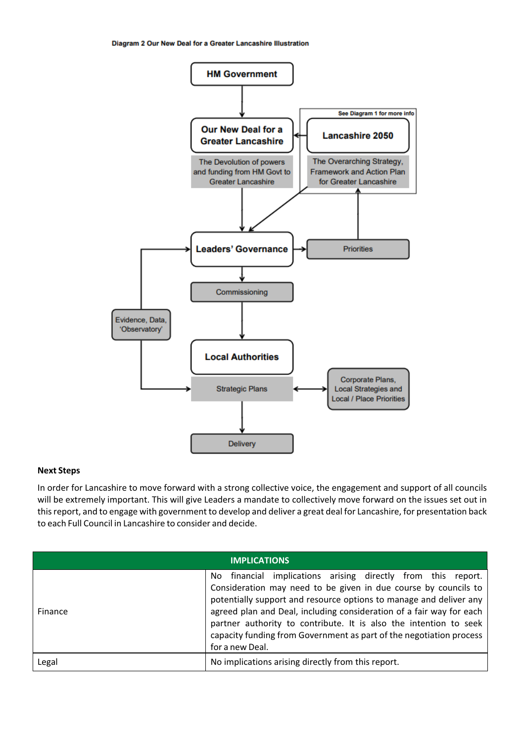**Diagram 2 Our New Deal for a Greater Lancashire Illustration**

HM Government

Our New Deal for a Greater Lancashire

The Devolution of powers and funding from HM Govt to Greater Lancashire

See Diagram 1 for more info

Lancashire 2050

The Overarching Strategy, Framework and Action Plan for Greater Lancashire

Leaders' Governance

Priorities

Commissioning

Evidence, Data, 'Observatory'

Local Authorities

Strategic Plans

Corporate Plans, Local Strategies and Local / Place Priorities

Delivery

**Next Steps**

In order for Lancashire to move forward with a strong collective voice, the engagement and support of all councils will be extremely important. This will give Leaders a mandate to collectively move forward on the issues set out in this report, and to engage with government to develop and deliver a great deal for Lancashire, for presentation back to each Full Council in Lancashire to consider and decide.

| IMPLICATIONS | |
|---|---|
| Finance | No financial implications arising directly from this report. Consideration may need to be given in due course by councils to potentially support and resource options to manage and deliver any agreed plan and Deal, including consideration of a fair way for each partner authority to contribute. It is also the intention to seek capacity funding from Government as part of the negotiation process for a new Deal. |
| Legal | No implications arising directly from this report. |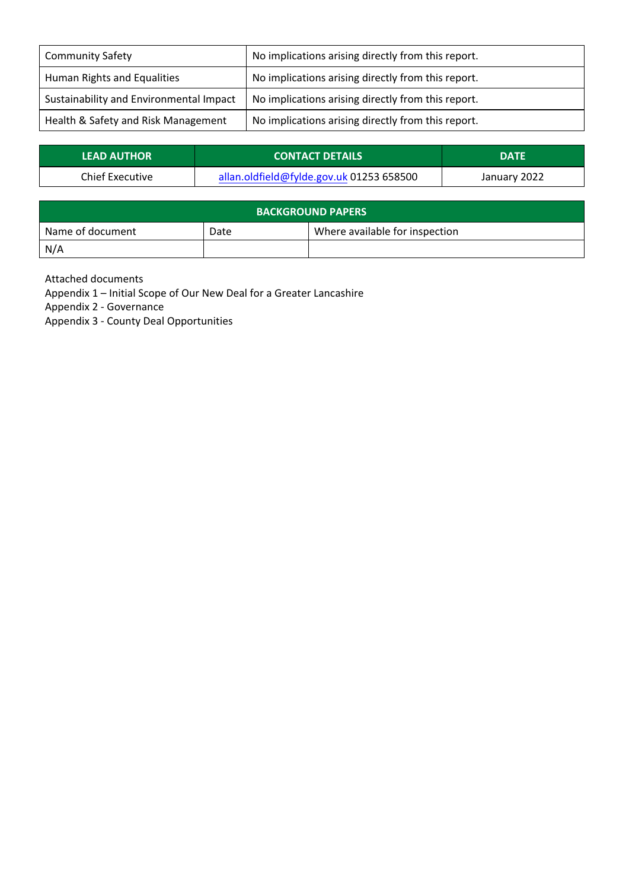| | |
|---|---|
| Community Safety | No implications arising directly from this report. |
| Human Rights and Equalities | No implications arising directly from this report. |
| Sustainability and Environmental Impact | No implications arising directly from this report. |
| Health & Safety and Risk Management | No implications arising directly from this report. |

| LEAD AUTHOR | CONTACT DETAILS | DATE |
|---|---|---|
| Chief Executive | allan.oldfield@fylde.gov.uk 01253 658500 | January 2022 |

| BACKGROUND PAPERS | | |
|---|---|---|
| Name of document | Date | Where available for inspection |
| N/A | | |

Attached documents

Appendix 1 – Initial Scope of Our New Deal for a Greater Lancashire

Appendix 2 - Governance

Appendix 3 - County Deal Opportunities